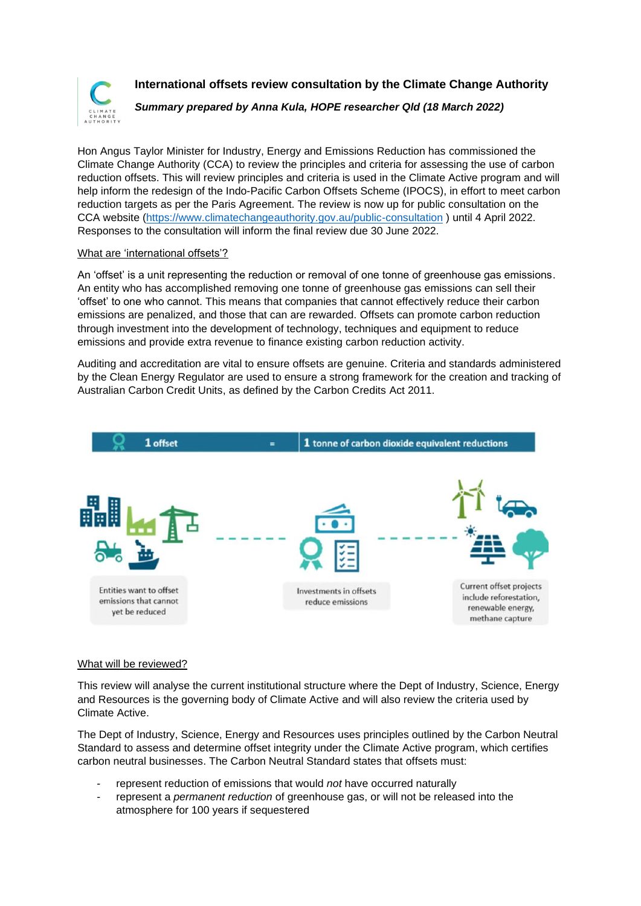# International offsets review consultation by the Climate Change Authority

***Summary prepared by Anna Kula, HOPE researcher Qld (18 March 2022)***

Hon Angus Taylor Minister for Industry, Energy and Emissions Reduction has commissioned the Climate Change Authority (CCA) to review the principles and criteria for assessing the use of carbon reduction offsets. This will review principles and criteria is used in the Climate Active program and will help inform the redesign of the Indo-Pacific Carbon Offsets Scheme (IPOCS), in effort to meet carbon reduction targets as per the Paris Agreement. The review is now up for public consultation on the CCA website (https://www.climatechangeauthority.gov.au/public-consultation ) until 4 April 2022. Responses to the consultation will inform the final review due 30 June 2022.

## What are 'international offsets'?

An 'offset' is a unit representing the reduction or removal of one tonne of greenhouse gas emissions. An entity who has accomplished removing one tonne of greenhouse gas emissions can sell their 'offset' to one who cannot. This means that companies that cannot effectively reduce their carbon emissions are penalized, and those that can are rewarded. Offsets can promote carbon reduction through investment into the development of technology, techniques and equipment to reduce emissions and provide extra revenue to finance existing carbon reduction activity.

Auditing and accreditation are vital to ensure offsets are genuine. Criteria and standards administered by the Clean Energy Regulator are used to ensure a strong framework for the creation and tracking of Australian Carbon Credit Units, as defined by the Carbon Credits Act 2011.

1 offset = 1 tonne of carbon dioxide equivalent reductions

Entities want to offset emissions that cannot yet be reduced

Investments in offsets reduce emissions

Current offset projects include reforestation, renewable energy, methane capture

## What will be reviewed?

This review will analyse the current institutional structure where the Dept of Industry, Science, Energy and Resources is the governing body of Climate Active and will also review the criteria used by Climate Active.

The Dept of Industry, Science, Energy and Resources uses principles outlined by the Carbon Neutral Standard to assess and determine offset integrity under the Climate Active program, which certifies carbon neutral businesses. The Carbon Neutral Standard states that offsets must:

- represent reduction of emissions that would *not* have occurred naturally
- represent a *permanent reduction* of greenhouse gas, or will not be released into the atmosphere for 100 years if sequestered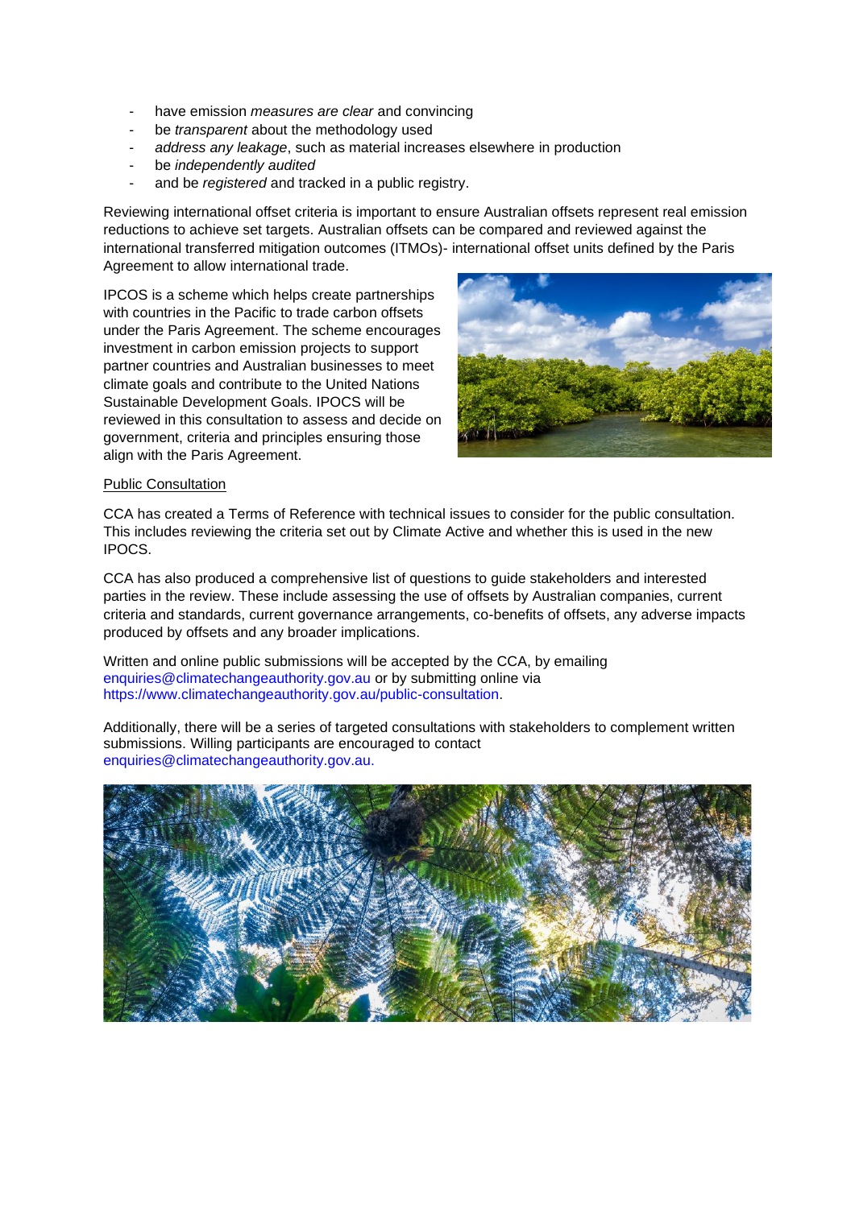- have emission *measures are clear* and convincing
- be *transparent* about the methodology used
- *address any leakage*, such as material increases elsewhere in production
- be *independently audited*
- and be *registered* and tracked in a public registry.

Reviewing international offset criteria is important to ensure Australian offsets represent real emission reductions to achieve set targets. Australian offsets can be compared and reviewed against the international transferred mitigation outcomes (ITMOs)- international offset units defined by the Paris Agreement to allow international trade.

IPCOS is a scheme which helps create partnerships with countries in the Pacific to trade carbon offsets under the Paris Agreement. The scheme encourages investment in carbon emission projects to support partner countries and Australian businesses to meet climate goals and contribute to the United Nations Sustainable Development Goals. IPOCS will be reviewed in this consultation to assess and decide on government, criteria and principles ensuring those align with the Paris Agreement.

<u>Public Consultation</u>

CCA has created a Terms of Reference with technical issues to consider for the public consultation. This includes reviewing the criteria set out by Climate Active and whether this is used in the new IPOCS.

CCA has also produced a comprehensive list of questions to guide stakeholders and interested parties in the review. These include assessing the use of offsets by Australian companies, current criteria and standards, current governance arrangements, co-benefits of offsets, any adverse impacts produced by offsets and any broader implications.

Written and online public submissions will be accepted by the CCA, by emailing enquiries@climatechangeauthority.gov.au or by submitting online via https://www.climatechangeauthority.gov.au/public-consultation.

Additionally, there will be a series of targeted consultations with stakeholders to complement written submissions. Willing participants are encouraged to contact enquiries@climatechangeauthority.gov.au.